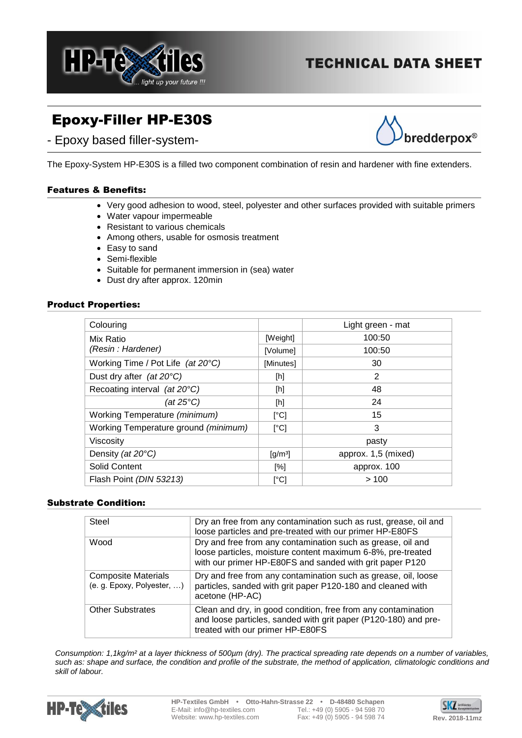# Epoxy-Filler HP-E30S

- Epoxy based filler-system-

The Epoxy-System HP-E30S is a filled two component combination of resin and hardener with fine extenders.

## Features & Benefits:

- Very good adhesion to wood, steel, polyester and other surfaces provided with suitable primers
- Water vapour impermeable
- Resistant to various chemicals
- Among others, usable for osmosis treatment
- Easy to sand
- Semi-flexible
- Suitable for permanent immersion in (sea) water
- Dust dry after approx. 120min

## Product Properties:

| Colouring | | Light green - mat |
|---|---|---|
| Mix Ratio *(Resin : Hardener)* | [Weight] | 100:50 |
| | [Volume] | 100:50 |
| Working Time / Pot Life *(at 20°C)* | [Minutes] | 30 |
| Dust dry after *(at 20°C)* | [h] | 2 |
| Recoating interval *(at 20°C)* | [h] | 48 |
| *(at 25°C)* | [h] | 24 |
| Working Temperature *(minimum)* | [°C] | 15 |
| Working Temperature ground *(minimum)* | [°C] | 3 |
| Viscosity | | pasty |
| Density *(at 20°C)* | [g/m³] | approx. 1,5 (mixed) |
| Solid Content | [%] | approx. 100 |
| Flash Point *(DIN 53213)* | [°C] | > 100 |

## Substrate Condition:

| Steel | Dry an free from any contamination such as rust, grease, oil and loose particles and pre-treated with our primer HP-E80FS |
|---|---|
| Wood | Dry and free from any contamination such as grease, oil and loose particles, moisture content maximum 6-8%, pre-treated with our primer HP-E80FS and sanded with grit paper P120 |
| Composite Materials (e. g. Epoxy, Polyester, …) | Dry and free from any contamination such as grease, oil, loose particles, sanded with grit paper P120-180 and cleaned with acetone (HP-AC) |
| Other Substrates | Clean and dry, in good condition, free from any contamination and loose particles, sanded with grit paper (P120-180) and pre-treated with our primer HP-E80FS |

*Consumption: 1,1kg/m² at a layer thickness of 500µm (dry). The practical spreading rate depends on a number of variables, such as: shape and surface, the condition and profile of the substrate, the method of application, climatologic conditions and skill of labour.*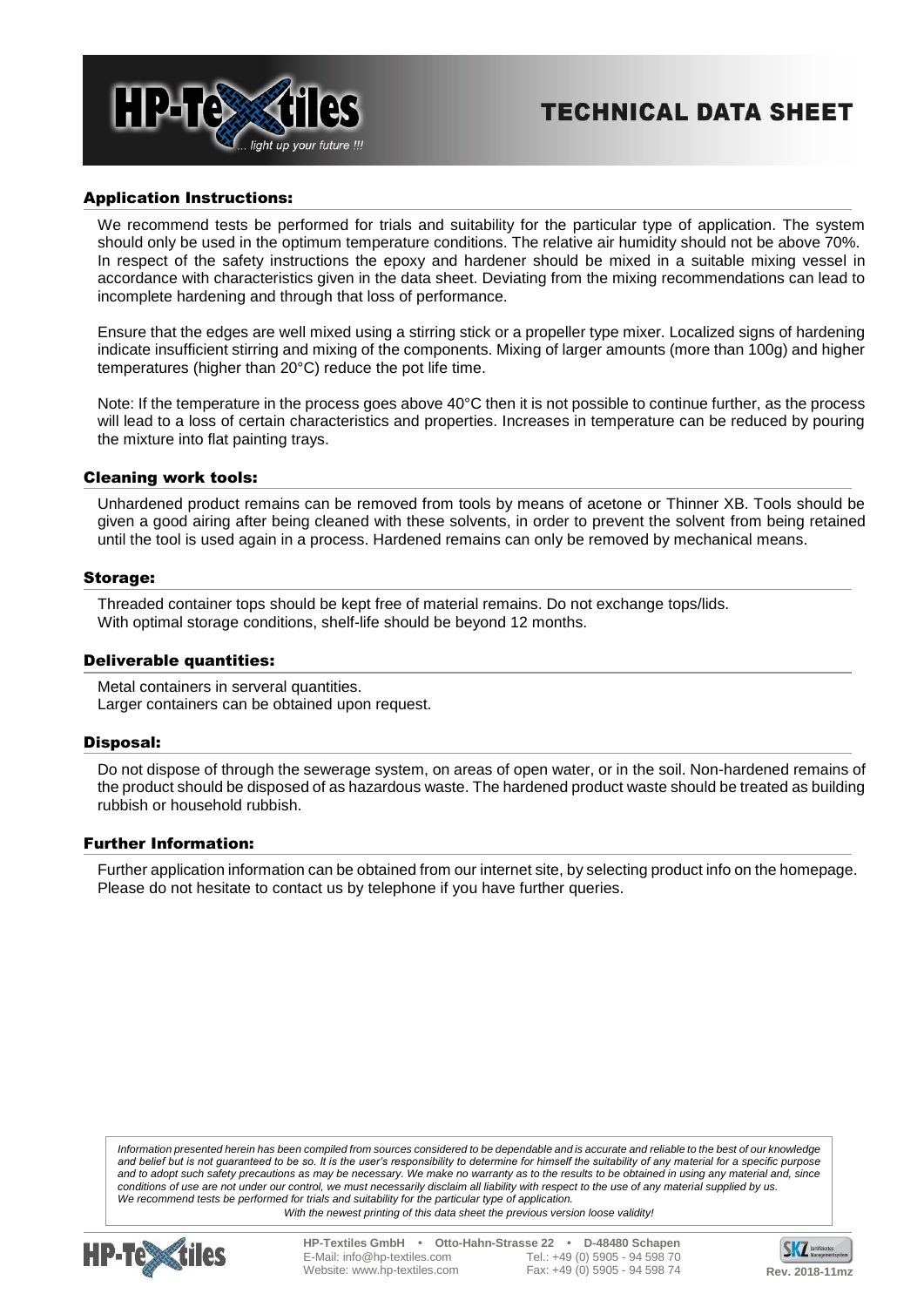## Application Instructions:

We recommend tests be performed for trials and suitability for the particular type of application. The system should only be used in the optimum temperature conditions. The relative air humidity should not be above 70%. In respect of the safety instructions the epoxy and hardener should be mixed in a suitable mixing vessel in accordance with characteristics given in the data sheet. Deviating from the mixing recommendations can lead to incomplete hardening and through that loss of performance.

Ensure that the edges are well mixed using a stirring stick or a propeller type mixer. Localized signs of hardening indicate insufficient stirring and mixing of the components. Mixing of larger amounts (more than 100g) and higher temperatures (higher than 20°C) reduce the pot life time.

Note: If the temperature in the process goes above 40°C then it is not possible to continue further, as the process will lead to a loss of certain characteristics and properties. Increases in temperature can be reduced by pouring the mixture into flat painting trays.

## Cleaning work tools:

Unhardened product remains can be removed from tools by means of acetone or Thinner XB. Tools should be given a good airing after being cleaned with these solvents, in order to prevent the solvent from being retained until the tool is used again in a process. Hardened remains can only be removed by mechanical means.

## Storage:

Threaded container tops should be kept free of material remains. Do not exchange tops/lids.
With optimal storage conditions, shelf-life should be beyond 12 months.

## Deliverable quantities:

Metal containers in serveral quantities.
Larger containers can be obtained upon request.

## Disposal:

Do not dispose of through the sewerage system, on areas of open water, or in the soil. Non-hardened remains of the product should be disposed of as hazardous waste. The hardened product waste should be treated as building rubbish or household rubbish.

## Further Information:

Further application information can be obtained from our internet site, by selecting product info on the homepage. Please do not hesitate to contact us by telephone if you have further queries.

*Information presented herein has been compiled from sources considered to be dependable and is accurate and reliable to the best of our knowledge and belief but is not guaranteed to be so. It is the user's responsibility to determine for himself the suitability of any material for a specific purpose and to adopt such safety precautions as may be necessary. We make no warranty as to the results to be obtained in using any material and, since conditions of use are not under our control, we must necessarily disclaim all liability with respect to the use of any material supplied by us. We recommend tests be performed for trials and suitability for the particular type of application.*

*With the newest printing of this data sheet the previous version loose validity!*

**HP-Textiles GmbH • Otto-Hahn-Strasse 22 • D-48480 Schapen**
E-Mail: info@hp-textiles.com  Tel.: +49 (0) 5905 - 94 598 70
Website: www.hp-textiles.com  Fax: +49 (0) 5905 - 94 598 74

**Rev. 2018-11mz**